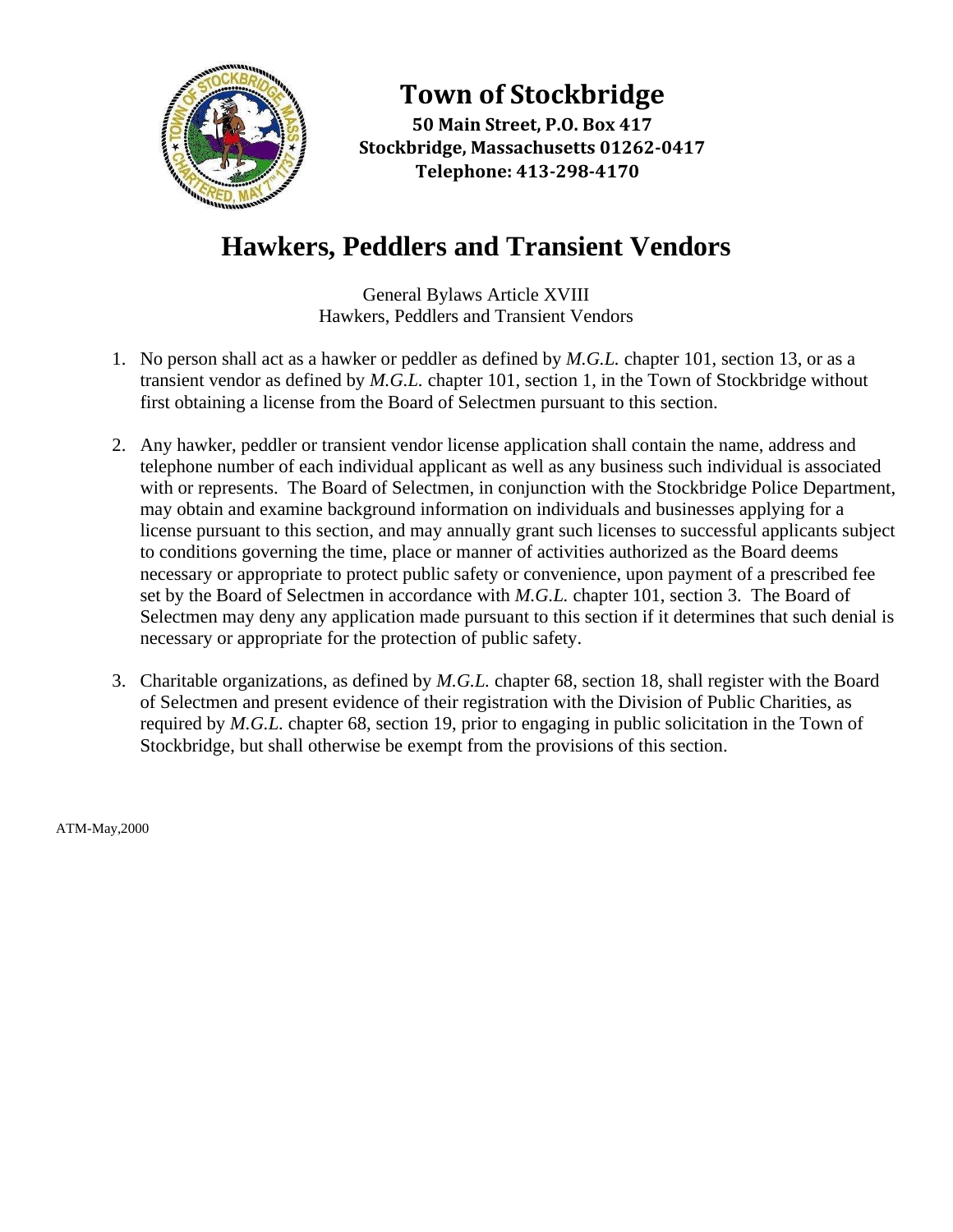# Town of Stockbridge

**50 Main Street, P.O. Box 417**
**Stockbridge, Massachusetts 01262-0417**
**Telephone: 413-298-4170**

# Hawkers, Peddlers and Transient Vendors

General Bylaws Article XVIII
Hawkers, Peddlers and Transient Vendors

1. No person shall act as a hawker or peddler as defined by *M.G.L.* chapter 101, section 13, or as a transient vendor as defined by *M.G.L.* chapter 101, section 1, in the Town of Stockbridge without first obtaining a license from the Board of Selectmen pursuant to this section.

2. Any hawker, peddler or transient vendor license application shall contain the name, address and telephone number of each individual applicant as well as any business such individual is associated with or represents. The Board of Selectmen, in conjunction with the Stockbridge Police Department, may obtain and examine background information on individuals and businesses applying for a license pursuant to this section, and may annually grant such licenses to successful applicants subject to conditions governing the time, place or manner of activities authorized as the Board deems necessary or appropriate to protect public safety or convenience, upon payment of a prescribed fee set by the Board of Selectmen in accordance with *M.G.L.* chapter 101, section 3. The Board of Selectmen may deny any application made pursuant to this section if it determines that such denial is necessary or appropriate for the protection of public safety.

3. Charitable organizations, as defined by *M.G.L.* chapter 68, section 18, shall register with the Board of Selectmen and present evidence of their registration with the Division of Public Charities, as required by *M.G.L.* chapter 68, section 19, prior to engaging in public solicitation in the Town of Stockbridge, but shall otherwise be exempt from the provisions of this section.

ATM-May,2000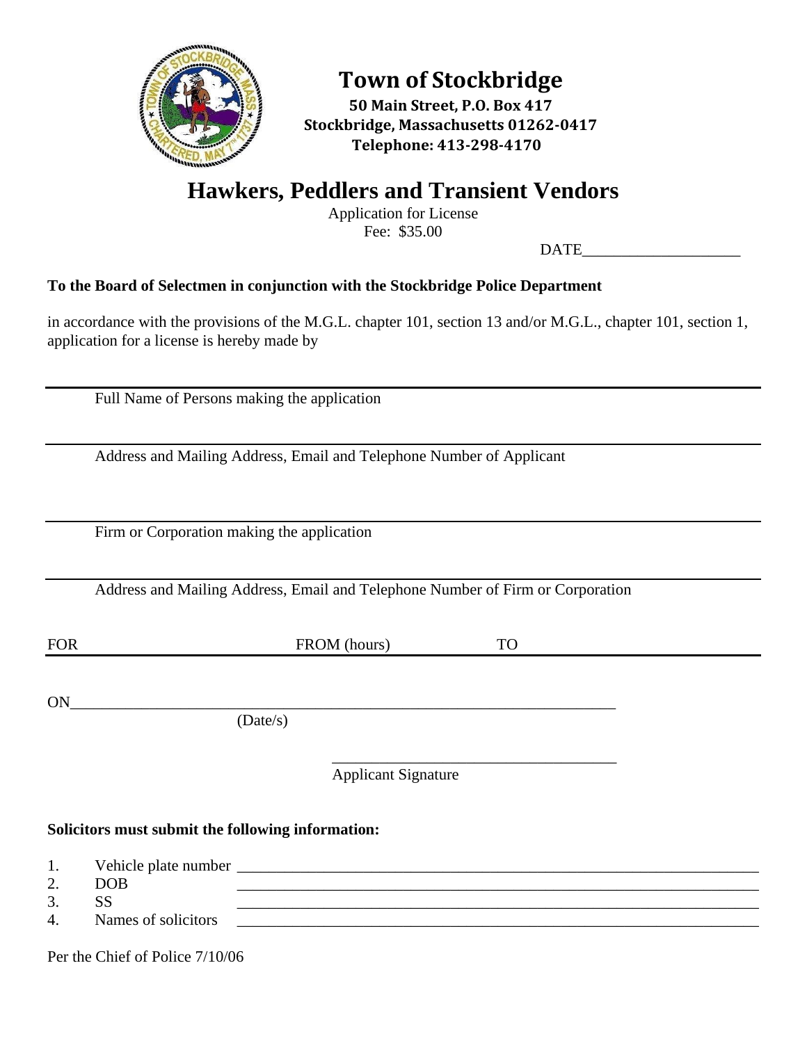# Town of Stockbridge

**50 Main Street, P.O. Box 417**
**Stockbridge, Massachusetts 01262-0417**
**Telephone: 413-298-4170**

## Hawkers, Peddlers and Transient Vendors

Application for License
Fee: $35.00

DATE____________________

**To the Board of Selectmen in conjunction with the Stockbridge Police Department**

in accordance with the provisions of the M.G.L. chapter 101, section 13 and/or M.G.L., chapter 101, section 1, application for a license is hereby made by

_______________________________________________
Full Name of Persons making the application

_______________________________________________
Address and Mailing Address, Email and Telephone Number of Applicant

_______________________________________________
Firm or Corporation making the application

_______________________________________________
Address and Mailing Address, Email and Telephone Number of Firm or Corporation

FOR ____________________ FROM (hours) ____________ TO ____________________

ON______________________________________________________________________
(Date/s)

____________________________________
Applicant Signature

**Solicitors must submit the following information:**

1. Vehicle plate number ______________________________________________
2. DOB ______________________________________________
3. SS ______________________________________________
4. Names of solicitors ______________________________________________

Per the Chief of Police 7/10/06